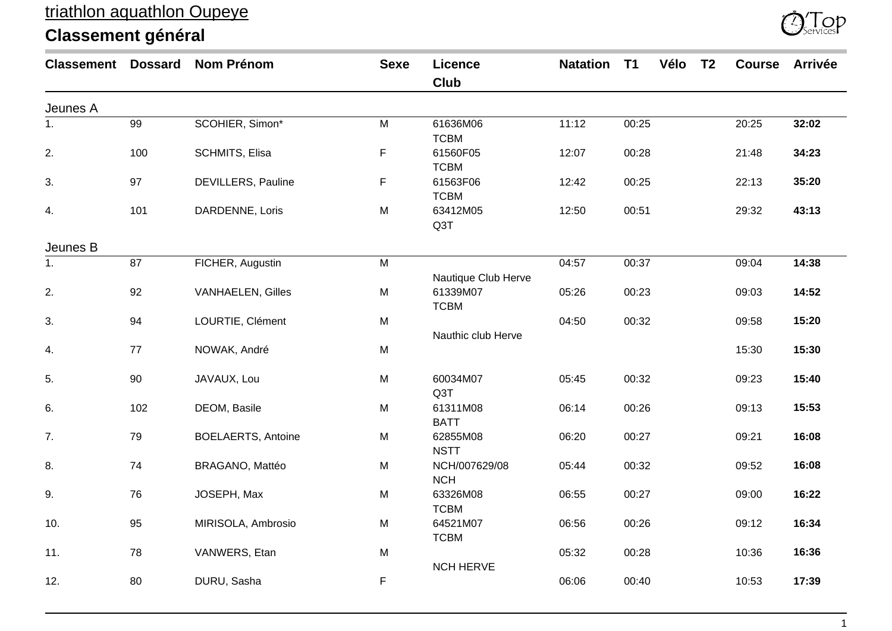triathlon aquathlon Oupeye

# Classement général

| Classement | Dossard | Nom Prénom | Sexe | Licence Club | Natation | T1 | Vélo | T2 | Course | Arrivée |
|---|---|---|---|---|---|---|---|---|---|---|
| **Jeunes A** | | | | | | | | | | |
| 1. | 99 | SCOHIER, Simon* | M | 61636M06 TCBM | 11:12 | 00:25 | | | 20:25 | **32:02** |
| 2. | 100 | SCHMITS, Elisa | F | 61560F05 TCBM | 12:07 | 00:28 | | | 21:48 | **34:23** |
| 3. | 97 | DEVILLERS, Pauline | F | 61563F06 TCBM | 12:42 | 00:25 | | | 22:13 | **35:20** |
| 4. | 101 | DARDENNE, Loris | M | 63412M05 Q3T | 12:50 | 00:51 | | | 29:32 | **43:13** |
| **Jeunes B** | | | | | | | | | | |
| 1. | 87 | FICHER, Augustin | M | Nautique Club Herve | 04:57 | 00:37 | | | 09:04 | **14:38** |
| 2. | 92 | VANHAELEN, Gilles | M | 61339M07 TCBM | 05:26 | 00:23 | | | 09:03 | **14:52** |
| 3. | 94 | LOURTIE, Clément | M | Nauthic club Herve | 04:50 | 00:32 | | | 09:58 | **15:20** |
| 4. | 77 | NOWAK, André | M | | | | | | 15:30 | **15:30** |
| 5. | 90 | JAVAUX, Lou | M | 60034M07 Q3T | 05:45 | 00:32 | | | 09:23 | **15:40** |
| 6. | 102 | DEOM, Basile | M | 61311M08 BATT | 06:14 | 00:26 | | | 09:13 | **15:53** |
| 7. | 79 | BOELAERTS, Antoine | M | 62855M08 NSTT | 06:20 | 00:27 | | | 09:21 | **16:08** |
| 8. | 74 | BRAGANO, Mattéo | M | NCH/007629/08 NCH | 05:44 | 00:32 | | | 09:52 | **16:08** |
| 9. | 76 | JOSEPH, Max | M | 63326M08 TCBM | 06:55 | 00:27 | | | 09:00 | **16:22** |
| 10. | 95 | MIRISOLA, Ambrosio | M | 64521M07 TCBM | 06:56 | 00:26 | | | 09:12 | **16:34** |
| 11. | 78 | VANWERS, Etan | M | NCH HERVE | 05:32 | 00:28 | | | 10:36 | **16:36** |
| 12. | 80 | DURU, Sasha | F | | 06:06 | 00:40 | | | 10:53 | **17:39** |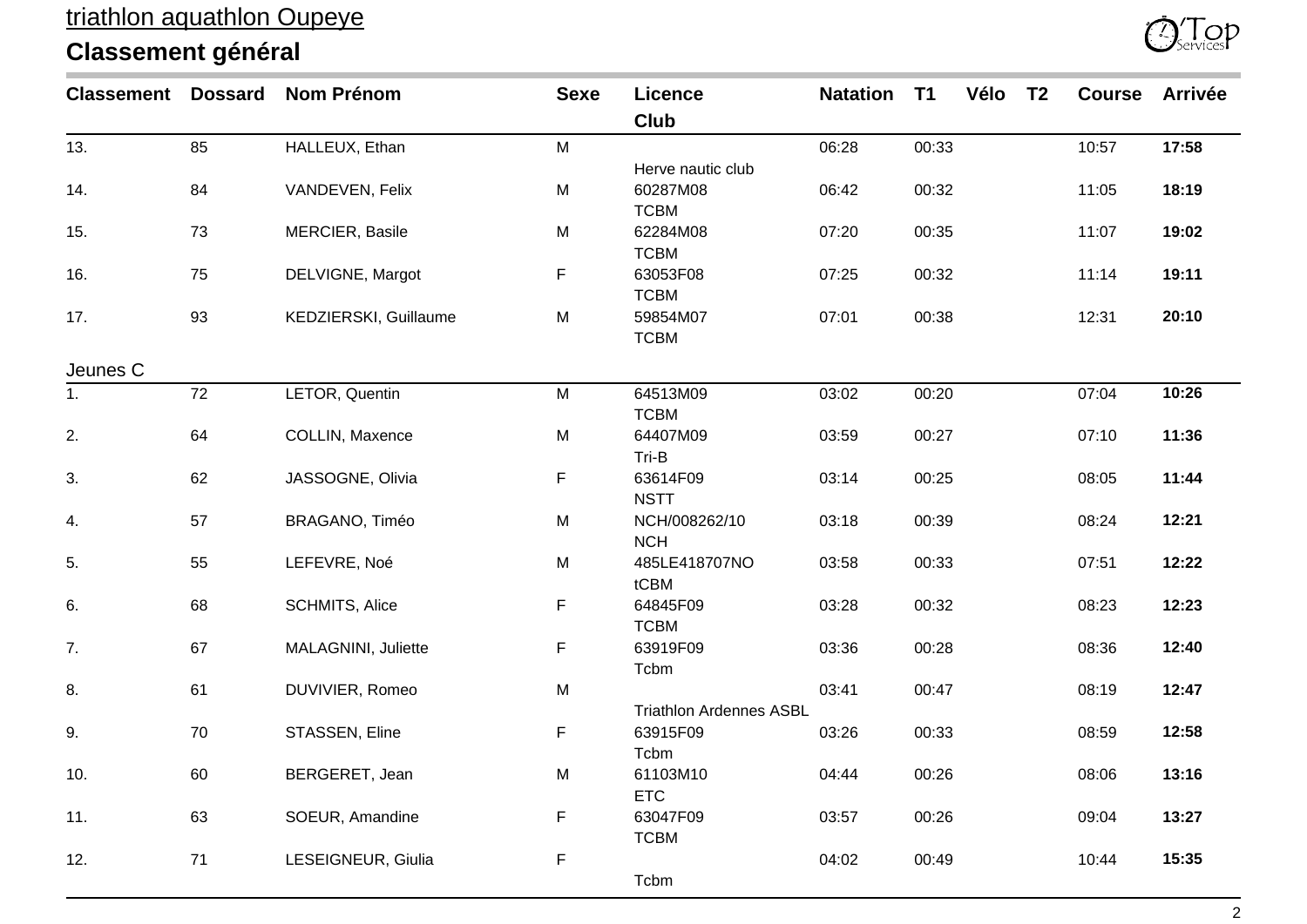triathlon aquathlon Oupeye

## Classement général

| Classement | Dossard | Nom Prénom | Sexe | Licence<br>Club | Natation | T1 | Vélo | T2 | Course | Arrivée |
|---|---|---|---|---|---|---|---|---|---|---|
| 13. | 85 | HALLEUX, Ethan | M | <br>Herve nautic club | 06:28 | 00:33 | | | 10:57 | **17:58** |
| 14. | 84 | VANDEVEN, Felix | M | 60287M08<br>TCBM | 06:42 | 00:32 | | | 11:05 | **18:19** |
| 15. | 73 | MERCIER, Basile | M | 62284M08<br>TCBM | 07:20 | 00:35 | | | 11:07 | **19:02** |
| 16. | 75 | DELVIGNE, Margot | F | 63053F08<br>TCBM | 07:25 | 00:32 | | | 11:14 | **19:11** |
| 17. | 93 | KEDZIERSKI, Guillaume | M | 59854M07<br>TCBM | 07:01 | 00:38 | | | 12:31 | **20:10** |

Jeunes C

| Classement | Dossard | Nom Prénom | Sexe | Licence<br>Club | Natation | T1 | Vélo | T2 | Course | Arrivée |
|---|---|---|---|---|---|---|---|---|---|---|
| 1. | 72 | LETOR, Quentin | M | 64513M09<br>TCBM | 03:02 | 00:20 | | | 07:04 | **10:26** |
| 2. | 64 | COLLIN, Maxence | M | 64407M09<br>Tri-B | 03:59 | 00:27 | | | 07:10 | **11:36** |
| 3. | 62 | JASSOGNE, Olivia | F | 63614F09<br>NSTT | 03:14 | 00:25 | | | 08:05 | **11:44** |
| 4. | 57 | BRAGANO, Timéo | M | NCH/008262/10<br>NCH | 03:18 | 00:39 | | | 08:24 | **12:21** |
| 5. | 55 | LEFEVRE, Noé | M | 485LE418707NO<br>tCBM | 03:58 | 00:33 | | | 07:51 | **12:22** |
| 6. | 68 | SCHMITS, Alice | F | 64845F09<br>TCBM | 03:28 | 00:32 | | | 08:23 | **12:23** |
| 7. | 67 | MALAGNINI, Juliette | F | 63919F09<br>Tcbm | 03:36 | 00:28 | | | 08:36 | **12:40** |
| 8. | 61 | DUVIVIER, Romeo | M | <br>Triathlon Ardennes ASBL | 03:41 | 00:47 | | | 08:19 | **12:47** |
| 9. | 70 | STASSEN, Eline | F | 63915F09<br>Tcbm | 03:26 | 00:33 | | | 08:59 | **12:58** |
| 10. | 60 | BERGERET, Jean | M | 61103M10<br>ETC | 04:44 | 00:26 | | | 08:06 | **13:16** |
| 11. | 63 | SOEUR, Amandine | F | 63047F09<br>TCBM | 03:57 | 00:26 | | | 09:04 | **13:27** |
| 12. | 71 | LESEIGNEUR, Giulia | F | <br>Tcbm | 04:02 | 00:49 | | | 10:44 | **15:35** |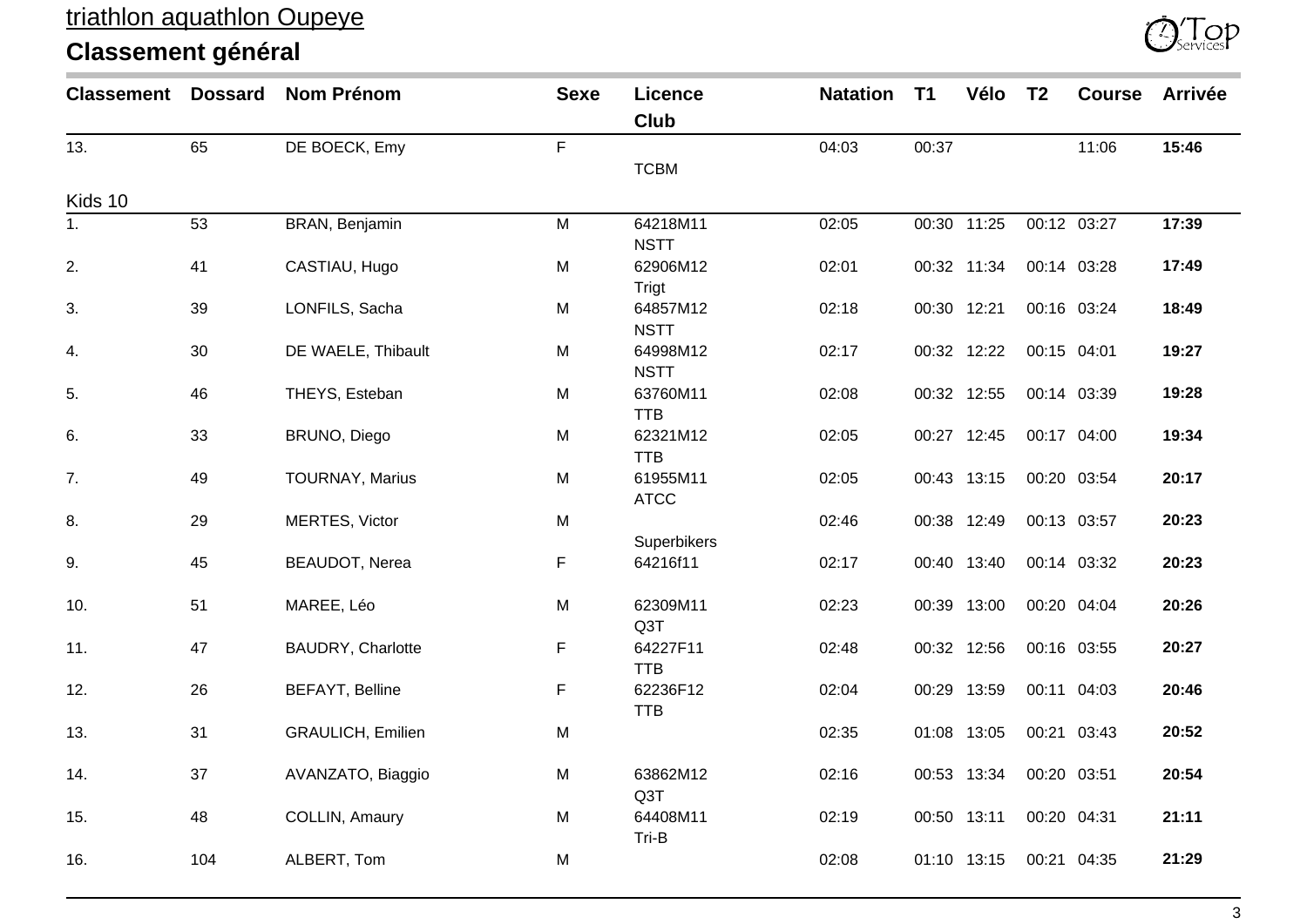triathlon aquathlon Oupeye

## Classement général

| Classement | Dossard | Nom Prénom | Sexe | Licence Club | Natation | T1 | Vélo | T2 | Course | Arrivée |
|---|---|---|---|---|---|---|---|---|---|---|
| 13. | 65 | DE BOECK, Emy | F | TCBM | 04:03 | 00:37 | | | 11:06 | **15:46** |
| **Kids 10** | | | | | | | | | | |
| 1. | 53 | BRAN, Benjamin | M | 64218M11 NSTT | 02:05 | 00:30 | 11:25 | 00:12 | 03:27 | **17:39** |
| 2. | 41 | CASTIAU, Hugo | M | 62906M12 Trigt | 02:01 | 00:32 | 11:34 | 00:14 | 03:28 | **17:49** |
| 3. | 39 | LONFILS, Sacha | M | 64857M12 NSTT | 02:18 | 00:30 | 12:21 | 00:16 | 03:24 | **18:49** |
| 4. | 30 | DE WAELE, Thibault | M | 64998M12 NSTT | 02:17 | 00:32 | 12:22 | 00:15 | 04:01 | **19:27** |
| 5. | 46 | THEYS, Esteban | M | 63760M11 TTB | 02:08 | 00:32 | 12:55 | 00:14 | 03:39 | **19:28** |
| 6. | 33 | BRUNO, Diego | M | 62321M12 TTB | 02:05 | 00:27 | 12:45 | 00:17 | 04:00 | **19:34** |
| 7. | 49 | TOURNAY, Marius | M | 61955M11 ATCC | 02:05 | 00:43 | 13:15 | 00:20 | 03:54 | **20:17** |
| 8. | 29 | MERTES, Victor | M | Superbikers | 02:46 | 00:38 | 12:49 | 00:13 | 03:57 | **20:23** |
| 9. | 45 | BEAUDOT, Nerea | F | 64216f11 | 02:17 | 00:40 | 13:40 | 00:14 | 03:32 | **20:23** |
| 10. | 51 | MAREE, Léo | M | 62309M11 Q3T | 02:23 | 00:39 | 13:00 | 00:20 | 04:04 | **20:26** |
| 11. | 47 | BAUDRY, Charlotte | F | 64227F11 TTB | 02:48 | 00:32 | 12:56 | 00:16 | 03:55 | **20:27** |
| 12. | 26 | BEFAYT, Belline | F | 62236F12 TTB | 02:04 | 00:29 | 13:59 | 00:11 | 04:03 | **20:46** |
| 13. | 31 | GRAULICH, Emilien | M | | 02:35 | 01:08 | 13:05 | 00:21 | 03:43 | **20:52** |
| 14. | 37 | AVANZATO, Biaggio | M | 63862M12 Q3T | 02:16 | 00:53 | 13:34 | 00:20 | 03:51 | **20:54** |
| 15. | 48 | COLLIN, Amaury | M | 64408M11 Tri-B | 02:19 | 00:50 | 13:11 | 00:20 | 04:31 | **21:11** |
| 16. | 104 | ALBERT, Tom | M | | 02:08 | 01:10 | 13:15 | 00:21 | 04:35 | **21:29** |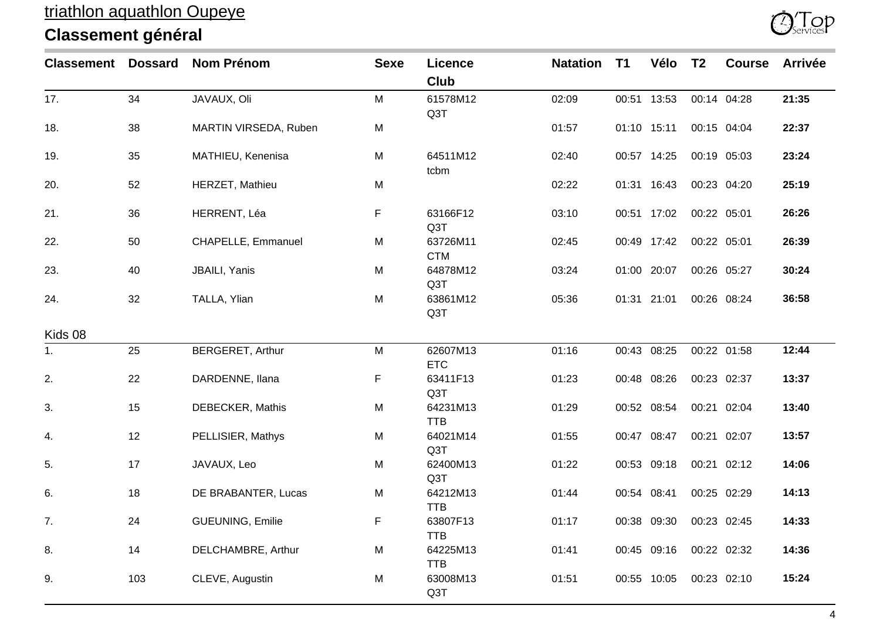triathlon aquathlon Oupeye

## Classement général

| Classement | Dossard | Nom Prénom | Sexe | Licence Club | Natation | T1 | Vélo | T2 | Course | Arrivée |
|---|---|---|---|---|---|---|---|---|---|---|
| 17. | 34 | JAVAUX, Oli | M | 61578M12 Q3T | 02:09 | 00:51 | 13:53 | 00:14 | 04:28 | **21:35** |
| 18. | 38 | MARTIN VIRSEDA, Ruben | M | | 01:57 | 01:10 | 15:11 | 00:15 | 04:04 | **22:37** |
| 19. | 35 | MATHIEU, Kenenisa | M | 64511M12 tcbm | 02:40 | 00:57 | 14:25 | 00:19 | 05:03 | **23:24** |
| 20. | 52 | HERZET, Mathieu | M | | 02:22 | 01:31 | 16:43 | 00:23 | 04:20 | **25:19** |
| 21. | 36 | HERRENT, Léa | F | 63166F12 Q3T | 03:10 | 00:51 | 17:02 | 00:22 | 05:01 | **26:26** |
| 22. | 50 | CHAPELLE, Emmanuel | M | 63726M11 CTM | 02:45 | 00:49 | 17:42 | 00:22 | 05:01 | **26:39** |
| 23. | 40 | JBAILI, Yanis | M | 64878M12 Q3T | 03:24 | 01:00 | 20:07 | 00:26 | 05:27 | **30:24** |
| 24. | 32 | TALLA, Ylian | M | 63861M12 Q3T | 05:36 | 01:31 | 21:01 | 00:26 | 08:24 | **36:58** |

Kids 08

| Classement | Dossard | Nom Prénom | Sexe | Licence Club | Natation | T1 | Vélo | T2 | Course | Arrivée |
|---|---|---|---|---|---|---|---|---|---|---|
| 1. | 25 | BERGERET, Arthur | M | 62607M13 ETC | 01:16 | 00:43 | 08:25 | 00:22 | 01:58 | **12:44** |
| 2. | 22 | DARDENNE, Ilana | F | 63411F13 Q3T | 01:23 | 00:48 | 08:26 | 00:23 | 02:37 | **13:37** |
| 3. | 15 | DEBECKER, Mathis | M | 64231M13 TTB | 01:29 | 00:52 | 08:54 | 00:21 | 02:04 | **13:40** |
| 4. | 12 | PELLISIER, Mathys | M | 64021M14 Q3T | 01:55 | 00:47 | 08:47 | 00:21 | 02:07 | **13:57** |
| 5. | 17 | JAVAUX, Leo | M | 62400M13 Q3T | 01:22 | 00:53 | 09:18 | 00:21 | 02:12 | **14:06** |
| 6. | 18 | DE BRABANTER, Lucas | M | 64212M13 TTB | 01:44 | 00:54 | 08:41 | 00:25 | 02:29 | **14:13** |
| 7. | 24 | GUEUNING, Emilie | F | 63807F13 TTB | 01:17 | 00:38 | 09:30 | 00:23 | 02:45 | **14:33** |
| 8. | 14 | DELCHAMBRE, Arthur | M | 64225M13 TTB | 01:41 | 00:45 | 09:16 | 00:22 | 02:32 | **14:36** |
| 9. | 103 | CLEVE, Augustin | M | 63008M13 Q3T | 01:51 | 00:55 | 10:05 | 00:23 | 02:10 | **15:24** |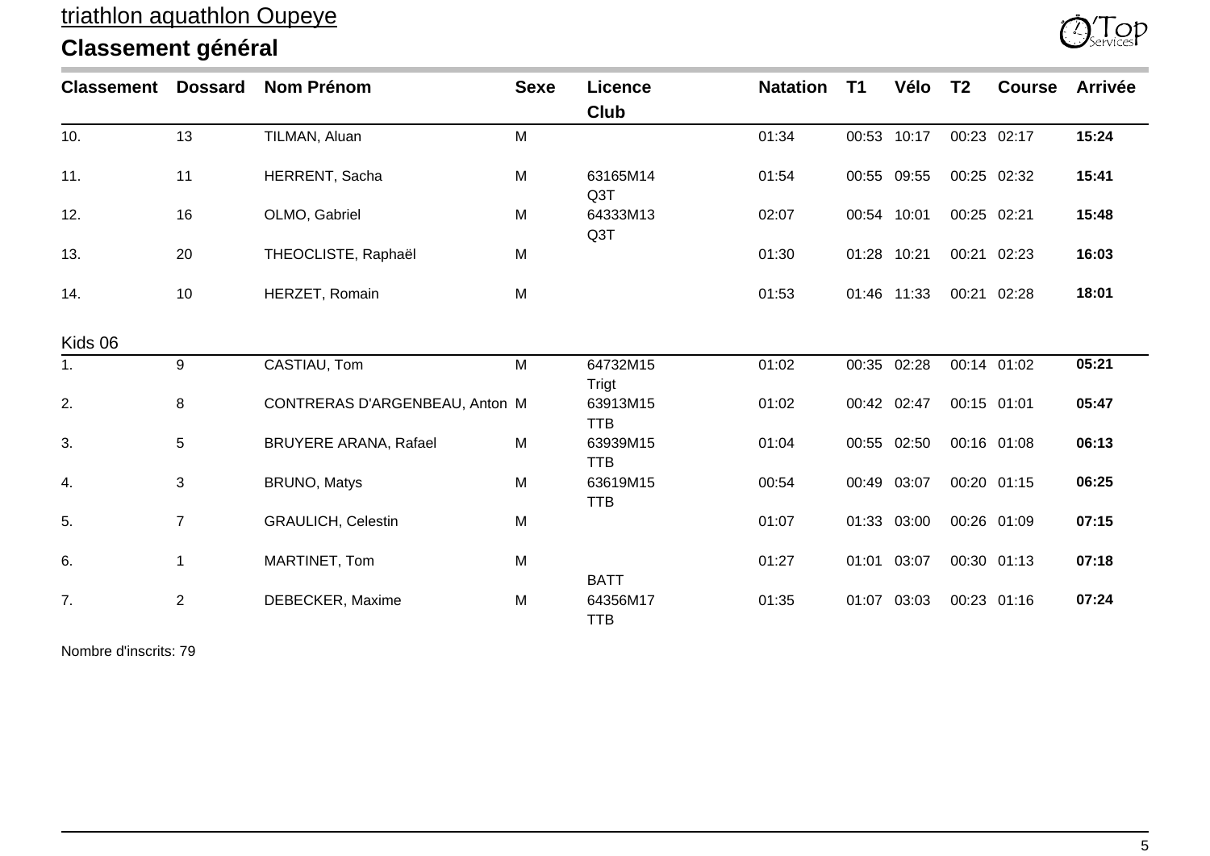triathlon aquathlon Oupeye

## Classement général

| Classement | Dossard | Nom Prénom | Sexe | Licence Club | Natation | T1 | Vélo | T2 | Course | Arrivée |
|---|---|---|---|---|---|---|---|---|---|---|
| 10. | 13 | TILMAN, Aluan | M | | 01:34 | 00:53 | 10:17 | 00:23 | 02:17 | **15:24** |
| 11. | 11 | HERRENT, Sacha | M | 63165M14 Q3T | 01:54 | 00:55 | 09:55 | 00:25 | 02:32 | **15:41** |
| 12. | 16 | OLMO, Gabriel | M | 64333M13 Q3T | 02:07 | 00:54 | 10:01 | 00:25 | 02:21 | **15:48** |
| 13. | 20 | THEOCLISTE, Raphaël | M | | 01:30 | 01:28 | 10:21 | 00:21 | 02:23 | **16:03** |
| 14. | 10 | HERZET, Romain | M | | 01:53 | 01:46 | 11:33 | 00:21 | 02:28 | **18:01** |

### Kids 06

| Classement | Dossard | Nom Prénom | Sexe | Licence Club | Natation | T1 | Vélo | T2 | Course | Arrivée |
|---|---|---|---|---|---|---|---|---|---|---|
| 1. | 9 | CASTIAU, Tom | M | 64732M15 Trigt | 01:02 | 00:35 | 02:28 | 00:14 | 01:02 | **05:21** |
| 2. | 8 | CONTRERAS D'ARGENBEAU, Anton | M | 63913M15 TTB | 01:02 | 00:42 | 02:47 | 00:15 | 01:01 | **05:47** |
| 3. | 5 | BRUYERE ARANA, Rafael | M | 63939M15 TTB | 01:04 | 00:55 | 02:50 | 00:16 | 01:08 | **06:13** |
| 4. | 3 | BRUNO, Matys | M | 63619M15 TTB | 00:54 | 00:49 | 03:07 | 00:20 | 01:15 | **06:25** |
| 5. | 7 | GRAULICH, Celestin | M | | 01:07 | 01:33 | 03:00 | 00:26 | 01:09 | **07:15** |
| 6. | 1 | MARTINET, Tom | M | BATT | 01:27 | 01:01 | 03:07 | 00:30 | 01:13 | **07:18** |
| 7. | 2 | DEBECKER, Maxime | M | 64356M17 TTB | 01:35 | 01:07 | 03:03 | 00:23 | 01:16 | **07:24** |

Nombre d'inscrits: 79